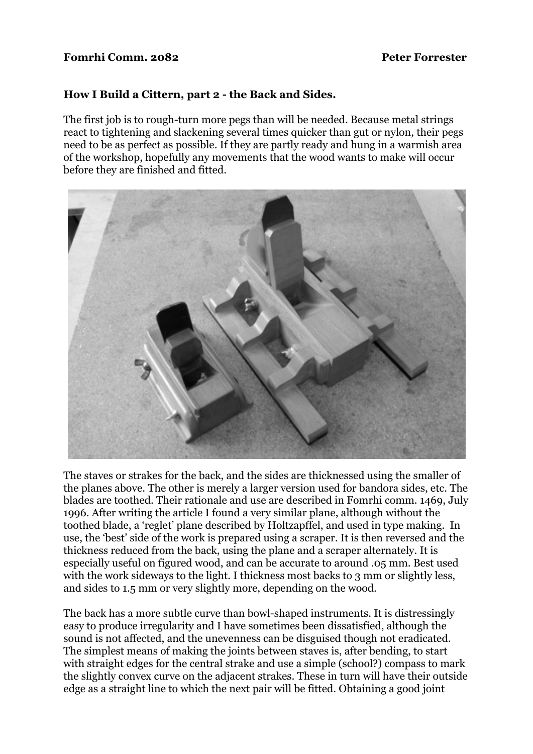**Fomrhi Comm. 2082** **Peter Forrester**

## How I Build a Cittern, part 2 - the Back and Sides.

The first job is to rough-turn more pegs than will be needed. Because metal strings react to tightening and slackening several times quicker than gut or nylon, their pegs need to be as perfect as possible. If they are partly ready and hung in a warmish area of the workshop, hopefully any movements that the wood wants to make will occur before they are finished and fitted.

The staves or strakes for the back, and the sides are thicknessed using the smaller of the planes above. The other is merely a larger version used for bandora sides, etc. The blades are toothed. Their rationale and use are described in Fomrhi comm. 1469, July 1996. After writing the article I found a very similar plane, although without the toothed blade, a 'reglet' plane described by Holtzapffel, and used in type making. In use, the 'best' side of the work is prepared using a scraper. It is then reversed and the thickness reduced from the back, using the plane and a scraper alternately. It is especially useful on figured wood, and can be accurate to around .05 mm. Best used with the work sideways to the light. I thickness most backs to 3 mm or slightly less, and sides to 1.5 mm or very slightly more, depending on the wood.

The back has a more subtle curve than bowl-shaped instruments. It is distressingly easy to produce irregularity and I have sometimes been dissatisfied, although the sound is not affected, and the unevenness can be disguised though not eradicated. The simplest means of making the joints between staves is, after bending, to start with straight edges for the central strake and use a simple (school?) compass to mark the slightly convex curve on the adjacent strakes. These in turn will have their outside edge as a straight line to which the next pair will be fitted. Obtaining a good joint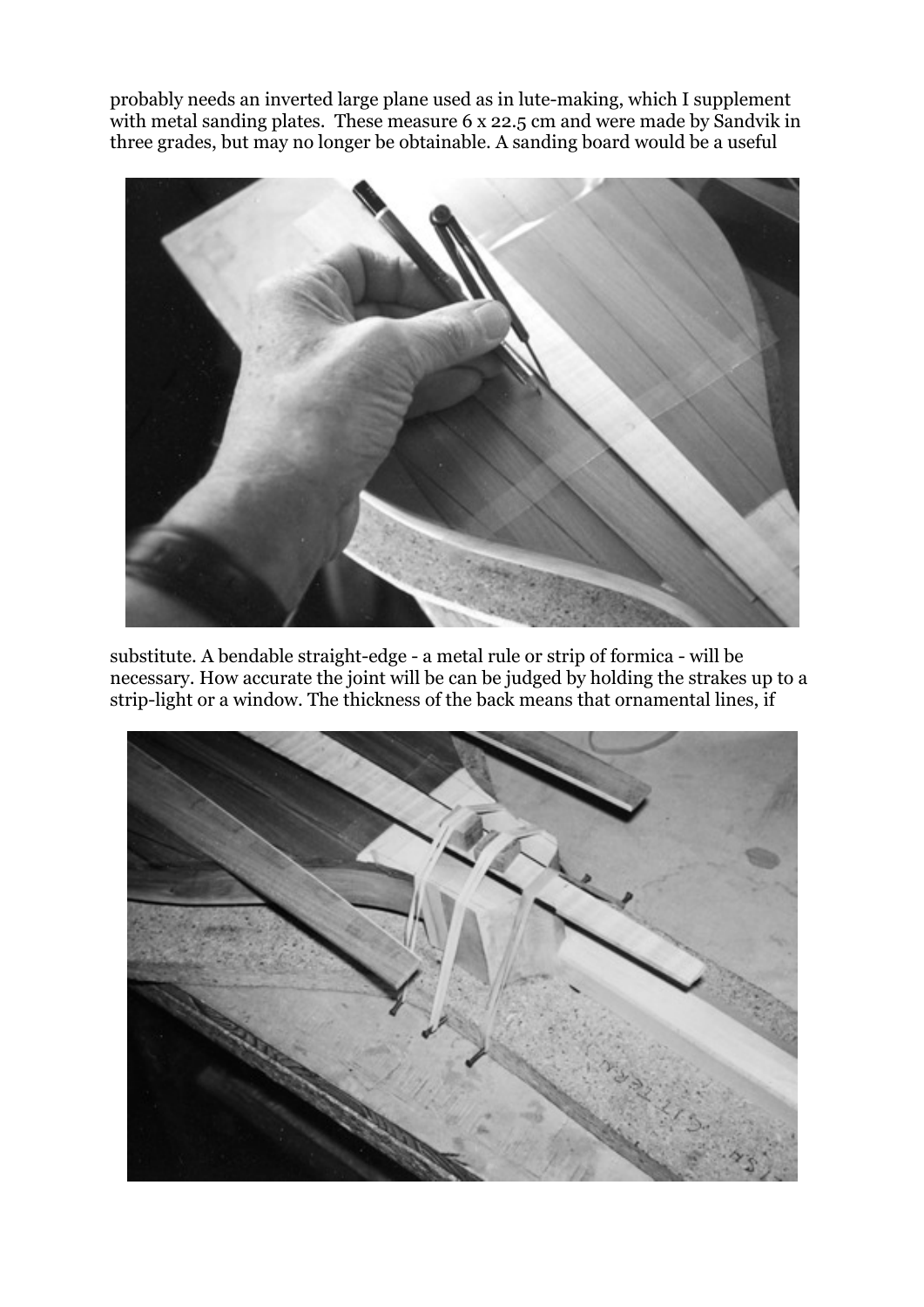probably needs an inverted large plane used as in lute-making, which I supplement with metal sanding plates. These measure 6 x 22.5 cm and were made by Sandvik in three grades, but may no longer be obtainable. A sanding board would be a useful

substitute. A bendable straight-edge - a metal rule or strip of formica - will be necessary. How accurate the joint will be can be judged by holding the strakes up to a strip-light or a window. The thickness of the back means that ornamental lines, if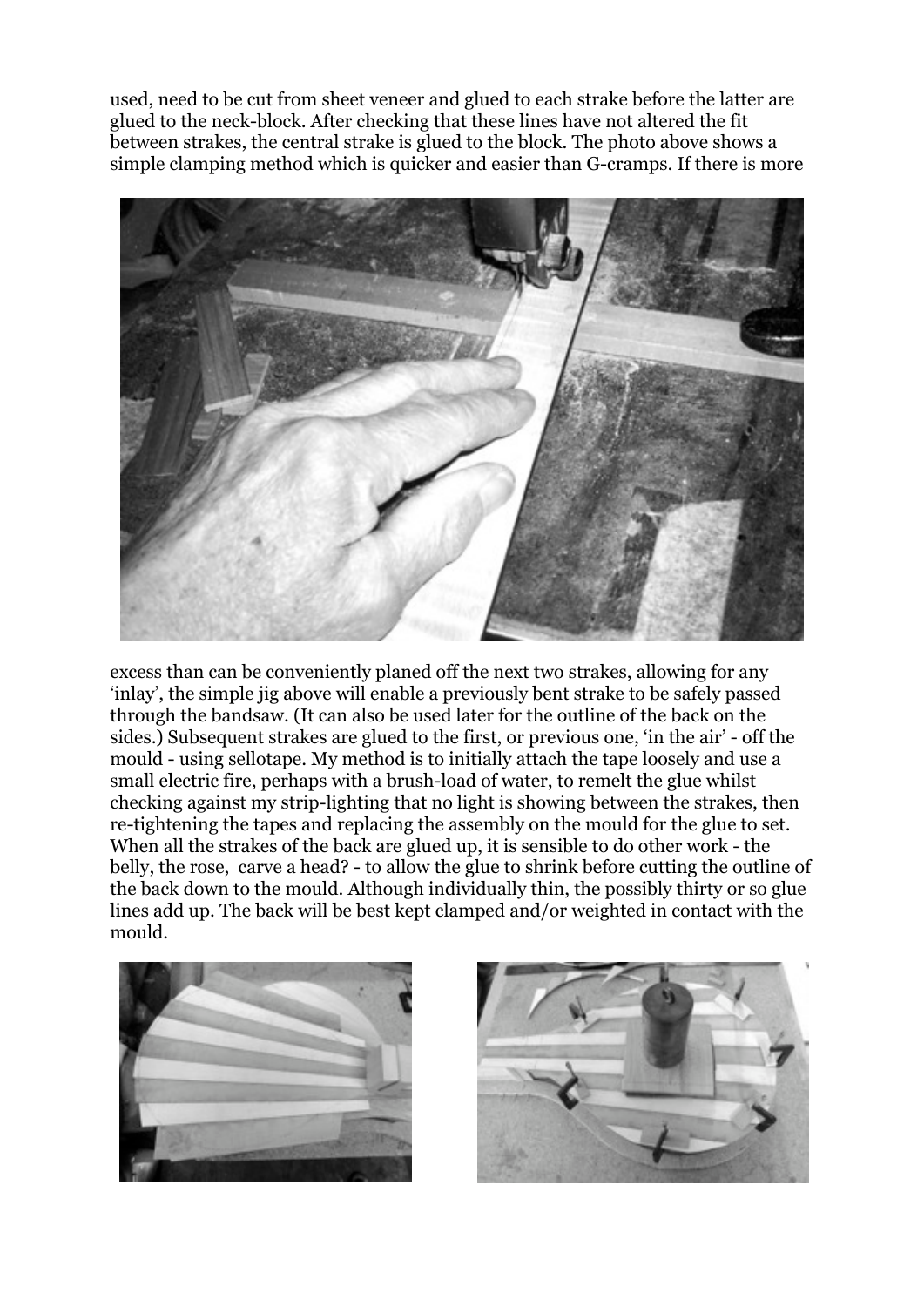used, need to be cut from sheet veneer and glued to each strake before the latter are glued to the neck-block. After checking that these lines have not altered the fit between strakes, the central strake is glued to the block. The photo above shows a simple clamping method which is quicker and easier than G-cramps. If there is more

excess than can be conveniently planed off the next two strakes, allowing for any 'inlay', the simple jig above will enable a previously bent strake to be safely passed through the bandsaw. (It can also be used later for the outline of the back on the sides.) Subsequent strakes are glued to the first, or previous one, 'in the air' - off the mould - using sellotape. My method is to initially attach the tape loosely and use a small electric fire, perhaps with a brush-load of water, to remelt the glue whilst checking against my strip-lighting that no light is showing between the strakes, then re-tightening the tapes and replacing the assembly on the mould for the glue to set. When all the strakes of the back are glued up, it is sensible to do other work - the belly, the rose, carve a head? - to allow the glue to shrink before cutting the outline of the back down to the mould. Although individually thin, the possibly thirty or so glue lines add up. The back will be best kept clamped and/or weighted in contact with the mould.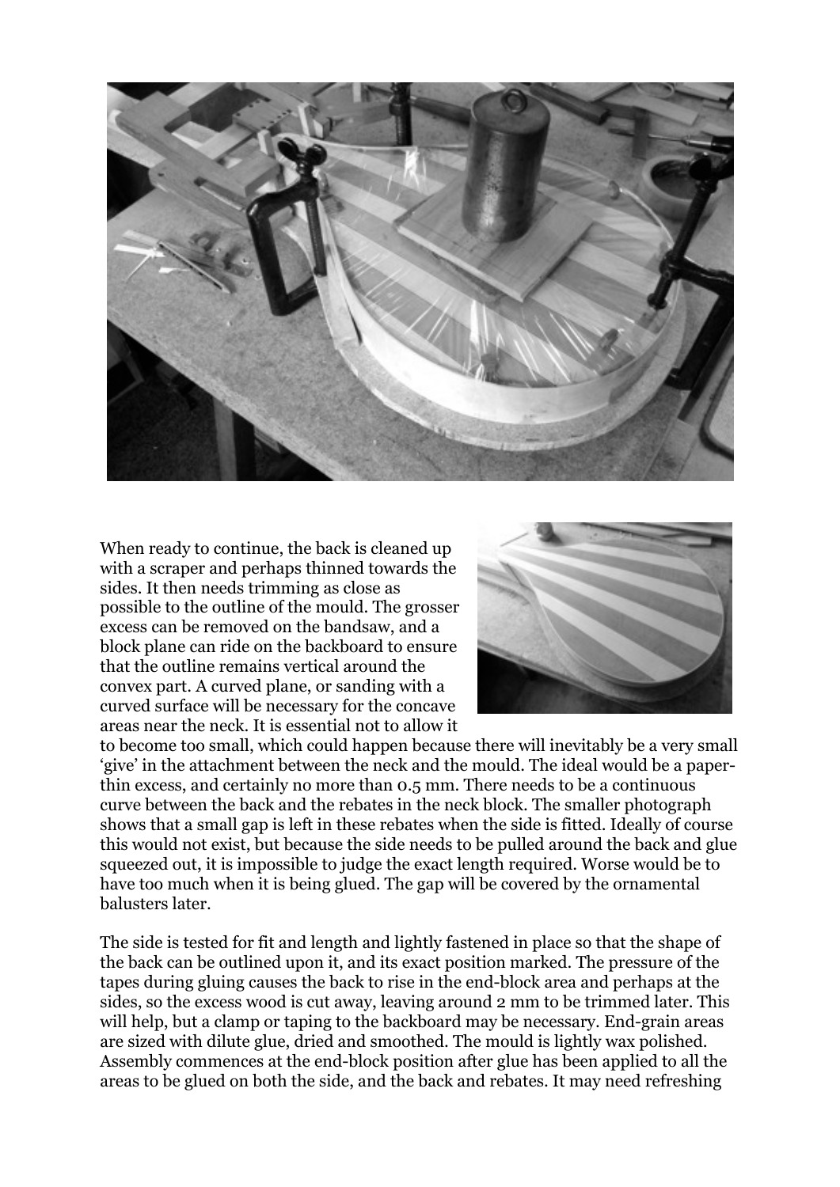When ready to continue, the back is cleaned up with a scraper and perhaps thinned towards the sides. It then needs trimming as close as possible to the outline of the mould. The grosser excess can be removed on the bandsaw, and a block plane can ride on the backboard to ensure that the outline remains vertical around the convex part. A curved plane, or sanding with a curved surface will be necessary for the concave areas near the neck. It is essential not to allow it to become too small, which could happen because there will inevitably be a very small 'give' in the attachment between the neck and the mould. The ideal would be a paper-thin excess, and certainly no more than 0.5 mm. There needs to be a continuous curve between the back and the rebates in the neck block. The smaller photograph shows that a small gap is left in these rebates when the side is fitted. Ideally of course this would not exist, but because the side needs to be pulled around the back and glue squeezed out, it is impossible to judge the exact length required. Worse would be to have too much when it is being glued. The gap will be covered by the ornamental balusters later.

The side is tested for fit and length and lightly fastened in place so that the shape of the back can be outlined upon it, and its exact position marked. The pressure of the tapes during gluing causes the back to rise in the end-block area and perhaps at the sides, so the excess wood is cut away, leaving around 2 mm to be trimmed later. This will help, but a clamp or taping to the backboard may be necessary. End-grain areas are sized with dilute glue, dried and smoothed. The mould is lightly wax polished. Assembly commences at the end-block position after glue has been applied to all the areas to be glued on both the side, and the back and rebates. It may need refreshing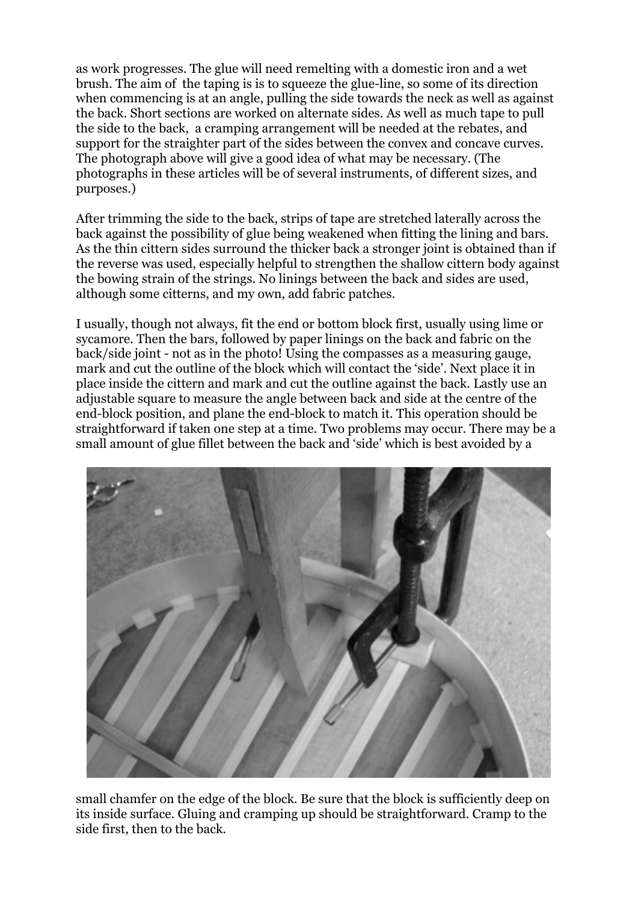as work progresses. The glue will need remelting with a domestic iron and a wet brush. The aim of the taping is is to squeeze the glue-line, so some of its direction when commencing is at an angle, pulling the side towards the neck as well as against the back. Short sections are worked on alternate sides. As well as much tape to pull the side to the back, a cramping arrangement will be needed at the rebates, and support for the straighter part of the sides between the convex and concave curves. The photograph above will give a good idea of what may be necessary. (The photographs in these articles will be of several instruments, of different sizes, and purposes.)

After trimming the side to the back, strips of tape are stretched laterally across the back against the possibility of glue being weakened when fitting the lining and bars. As the thin cittern sides surround the thicker back a stronger joint is obtained than if the reverse was used, especially helpful to strengthen the shallow cittern body against the bowing strain of the strings. No linings between the back and sides are used, although some citterns, and my own, add fabric patches.

I usually, though not always, fit the end or bottom block first, usually using lime or sycamore. Then the bars, followed by paper linings on the back and fabric on the back/side joint - not as in the photo! Using the compasses as a measuring gauge, mark and cut the outline of the block which will contact the 'side'. Next place it in place inside the cittern and mark and cut the outline against the back. Lastly use an adjustable square to measure the angle between back and side at the centre of the end-block position, and plane the end-block to match it. This operation should be straightforward if taken one step at a time. Two problems may occur. There may be a small amount of glue fillet between the back and 'side' which is best avoided by a small chamfer on the edge of the block. Be sure that the block is sufficiently deep on its inside surface. Gluing and cramping up should be straightforward. Cramp to the side first, then to the back.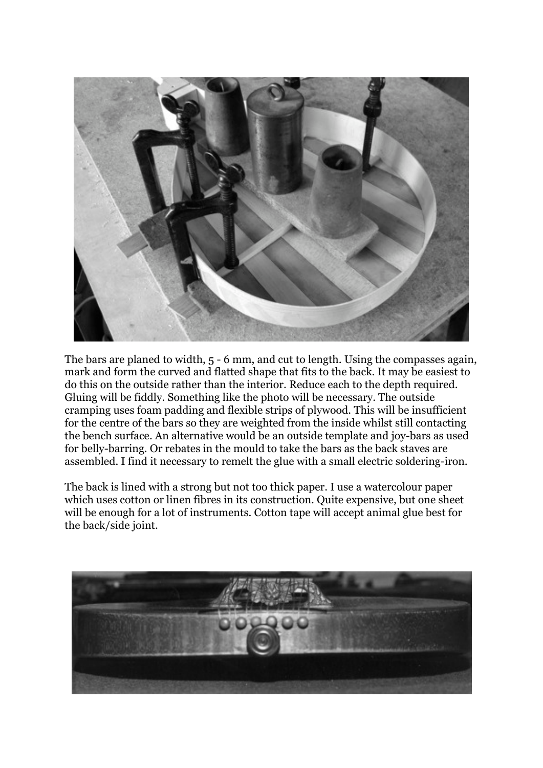The bars are planed to width, 5 - 6 mm, and cut to length. Using the compasses again, mark and form the curved and flatted shape that fits to the back. It may be easiest to do this on the outside rather than the interior. Reduce each to the depth required. Gluing will be fiddly. Something like the photo will be necessary. The outside cramping uses foam padding and flexible strips of plywood. This will be insufficient for the centre of the bars so they are weighted from the inside whilst still contacting the bench surface. An alternative would be an outside template and joy-bars as used for belly-barring. Or rebates in the mould to take the bars as the back staves are assembled. I find it necessary to remelt the glue with a small electric soldering-iron.

The back is lined with a strong but not too thick paper. I use a watercolour paper which uses cotton or linen fibres in its construction. Quite expensive, but one sheet will be enough for a lot of instruments. Cotton tape will accept animal glue best for the back/side joint.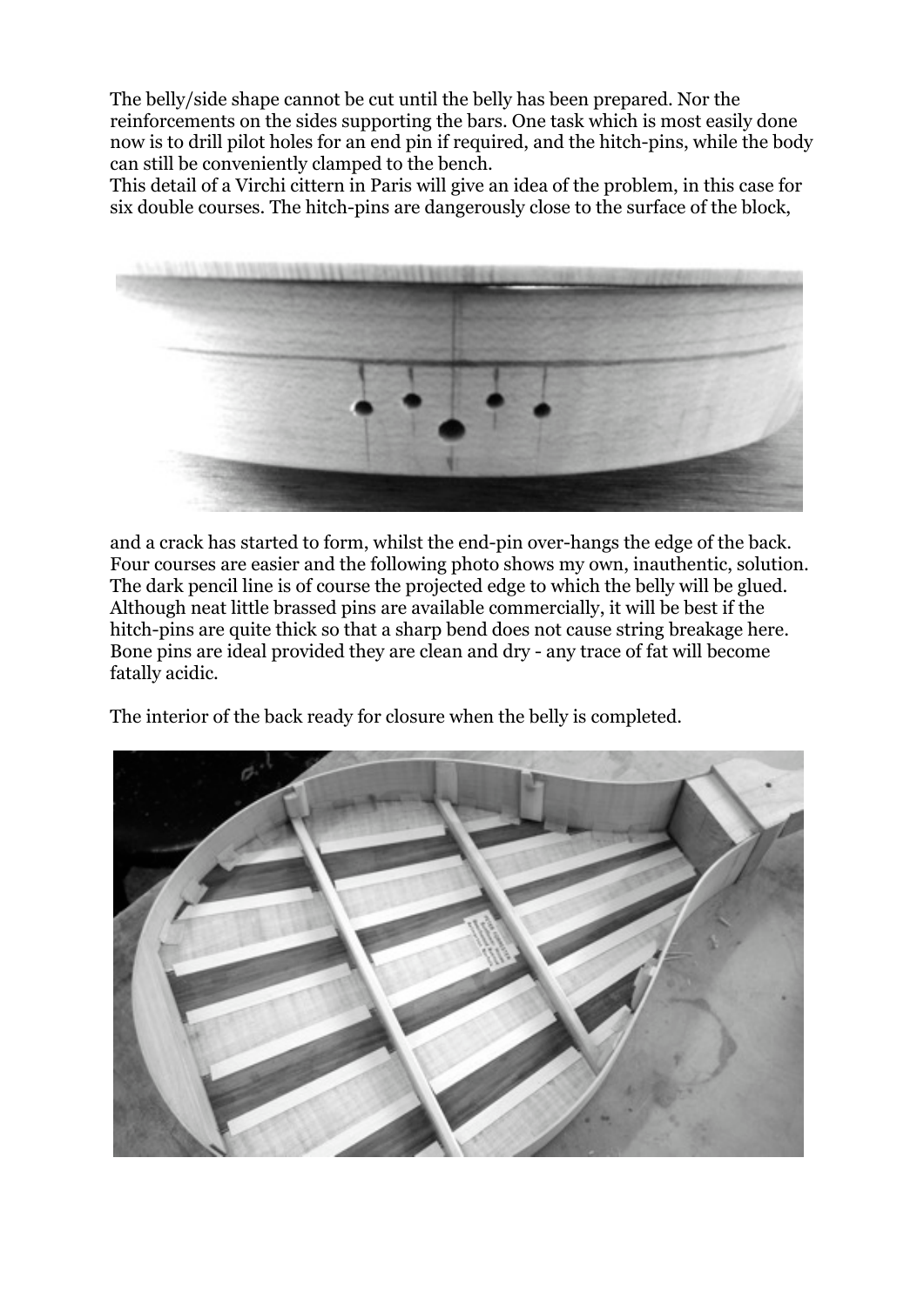The belly/side shape cannot be cut until the belly has been prepared. Nor the reinforcements on the sides supporting the bars. One task which is most easily done now is to drill pilot holes for an end pin if required, and the hitch-pins, while the body can still be conveniently clamped to the bench.
This detail of a Virchi cittern in Paris will give an idea of the problem, in this case for six double courses. The hitch-pins are dangerously close to the surface of the block,

and a crack has started to form, whilst the end-pin over-hangs the edge of the back. Four courses are easier and the following photo shows my own, inauthentic, solution. The dark pencil line is of course the projected edge to which the belly will be glued. Although neat little brassed pins are available commercially, it will be best if the hitch-pins are quite thick so that a sharp bend does not cause string breakage here. Bone pins are ideal provided they are clean and dry - any trace of fat will become fatally acidic.

The interior of the back ready for closure when the belly is completed.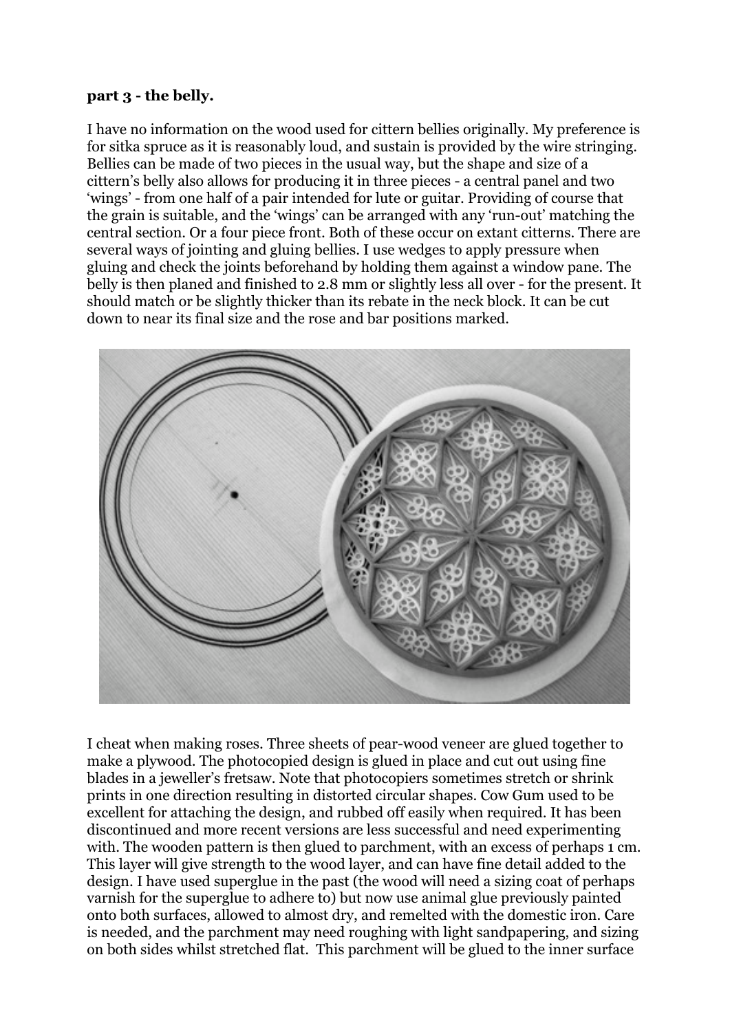**part 3 - the belly.**

I have no information on the wood used for cittern bellies originally. My preference is for sitka spruce as it is reasonably loud, and sustain is provided by the wire stringing. Bellies can be made of two pieces in the usual way, but the shape and size of a cittern's belly also allows for producing it in three pieces - a central panel and two 'wings' - from one half of a pair intended for lute or guitar. Providing of course that the grain is suitable, and the 'wings' can be arranged with any 'run-out' matching the central section. Or a four piece front. Both of these occur on extant citterns. There are several ways of jointing and gluing bellies. I use wedges to apply pressure when gluing and check the joints beforehand by holding them against a window pane. The belly is then planed and finished to 2.8 mm or slightly less all over - for the present. It should match or be slightly thicker than its rebate in the neck block. It can be cut down to near its final size and the rose and bar positions marked.

I cheat when making roses. Three sheets of pear-wood veneer are glued together to make a plywood. The photocopied design is glued in place and cut out using fine blades in a jeweller's fretsaw. Note that photocopiers sometimes stretch or shrink prints in one direction resulting in distorted circular shapes. Cow Gum used to be excellent for attaching the design, and rubbed off easily when required. It has been discontinued and more recent versions are less successful and need experimenting with. The wooden pattern is then glued to parchment, with an excess of perhaps 1 cm. This layer will give strength to the wood layer, and can have fine detail added to the design. I have used superglue in the past (the wood will need a sizing coat of perhaps varnish for the superglue to adhere to) but now use animal glue previously painted onto both surfaces, allowed to almost dry, and remelted with the domestic iron. Care is needed, and the parchment may need roughing with light sandpapering, and sizing on both sides whilst stretched flat. This parchment will be glued to the inner surface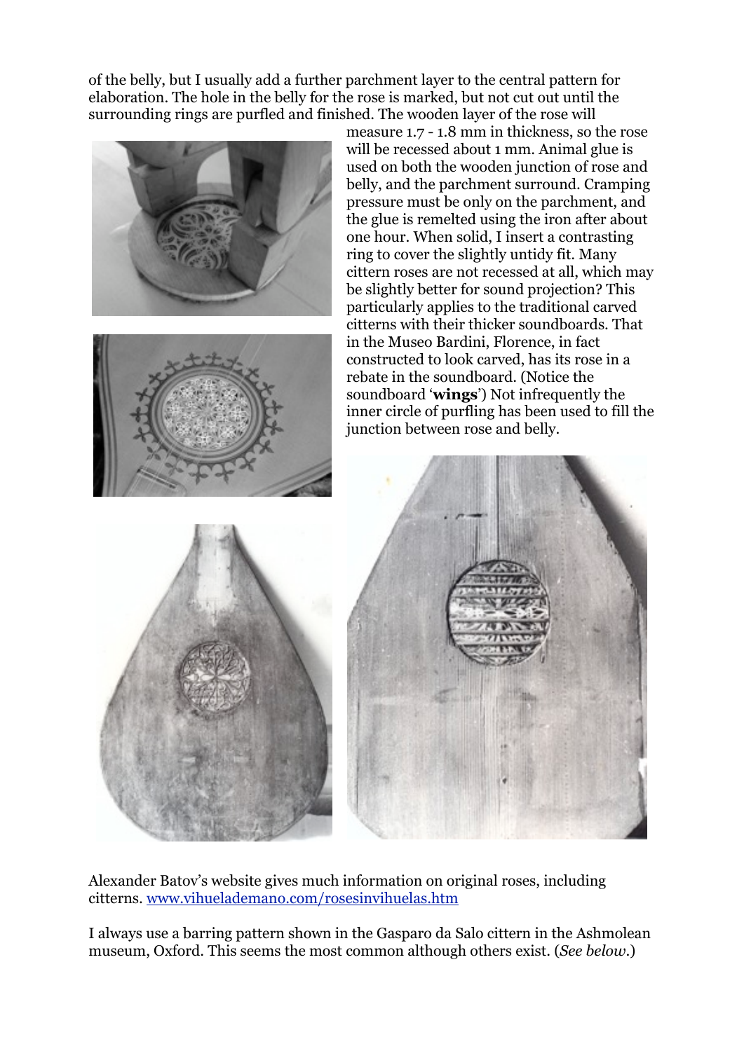of the belly, but I usually add a further parchment layer to the central pattern for elaboration. The hole in the belly for the rose is marked, but not cut out until the surrounding rings are purfled and finished. The wooden layer of the rose will measure 1.7 - 1.8 mm in thickness, so the rose will be recessed about 1 mm. Animal glue is used on both the wooden junction of rose and belly, and the parchment surround. Cramping pressure must be only on the parchment, and the glue is remelted using the iron after about one hour. When solid, I insert a contrasting ring to cover the slightly untidy fit. Many cittern roses are not recessed at all, which may be slightly better for sound projection? This particularly applies to the traditional carved citterns with their thicker soundboards. That in the Museo Bardini, Florence, in fact constructed to look carved, has its rose in a rebate in the soundboard. (Notice the soundboard '**wings**') Not infrequently the inner circle of purfling has been used to fill the junction between rose and belly.

Alexander Batov's website gives much information on original roses, including citterns. [www.vihuelademano.com/rosesinvihuelas.htm](www.vihuelademano.com/rosesinvihuelas.htm)

I always use a barring pattern shown in the Gasparo da Salo cittern in the Ashmolean museum, Oxford. This seems the most common although others exist. (*See below*.)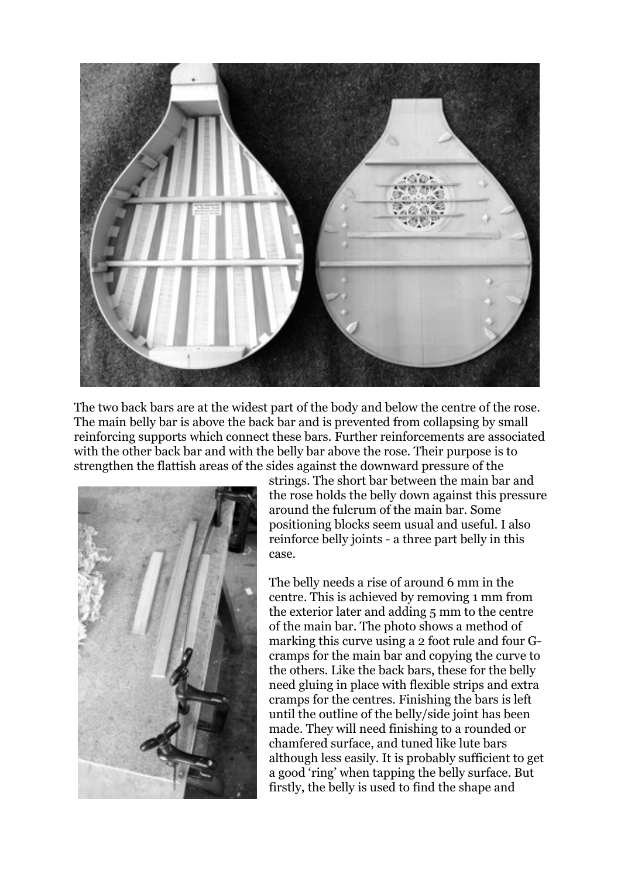The two back bars are at the widest part of the body and below the centre of the rose. The main belly bar is above the back bar and is prevented from collapsing by small reinforcing supports which connect these bars. Further reinforcements are associated with the other back bar and with the belly bar above the rose. Their purpose is to strengthen the flattish areas of the sides against the downward pressure of the strings. The short bar between the main bar and the rose holds the belly down against this pressure around the fulcrum of the main bar. Some positioning blocks seem usual and useful. I also reinforce belly joints - a three part belly in this case.

The belly needs a rise of around 6 mm in the centre. This is achieved by removing 1 mm from the exterior later and adding 5 mm to the centre of the main bar. The photo shows a method of marking this curve using a 2 foot rule and four G-cramps for the main bar and copying the curve to the others. Like the back bars, these for the belly need gluing in place with flexible strips and extra cramps for the centres. Finishing the bars is left until the outline of the belly/side joint has been made. They will need finishing to a rounded or chamfered surface, and tuned like lute bars although less easily. It is probably sufficient to get a good 'ring' when tapping the belly surface. But firstly, the belly is used to find the shape and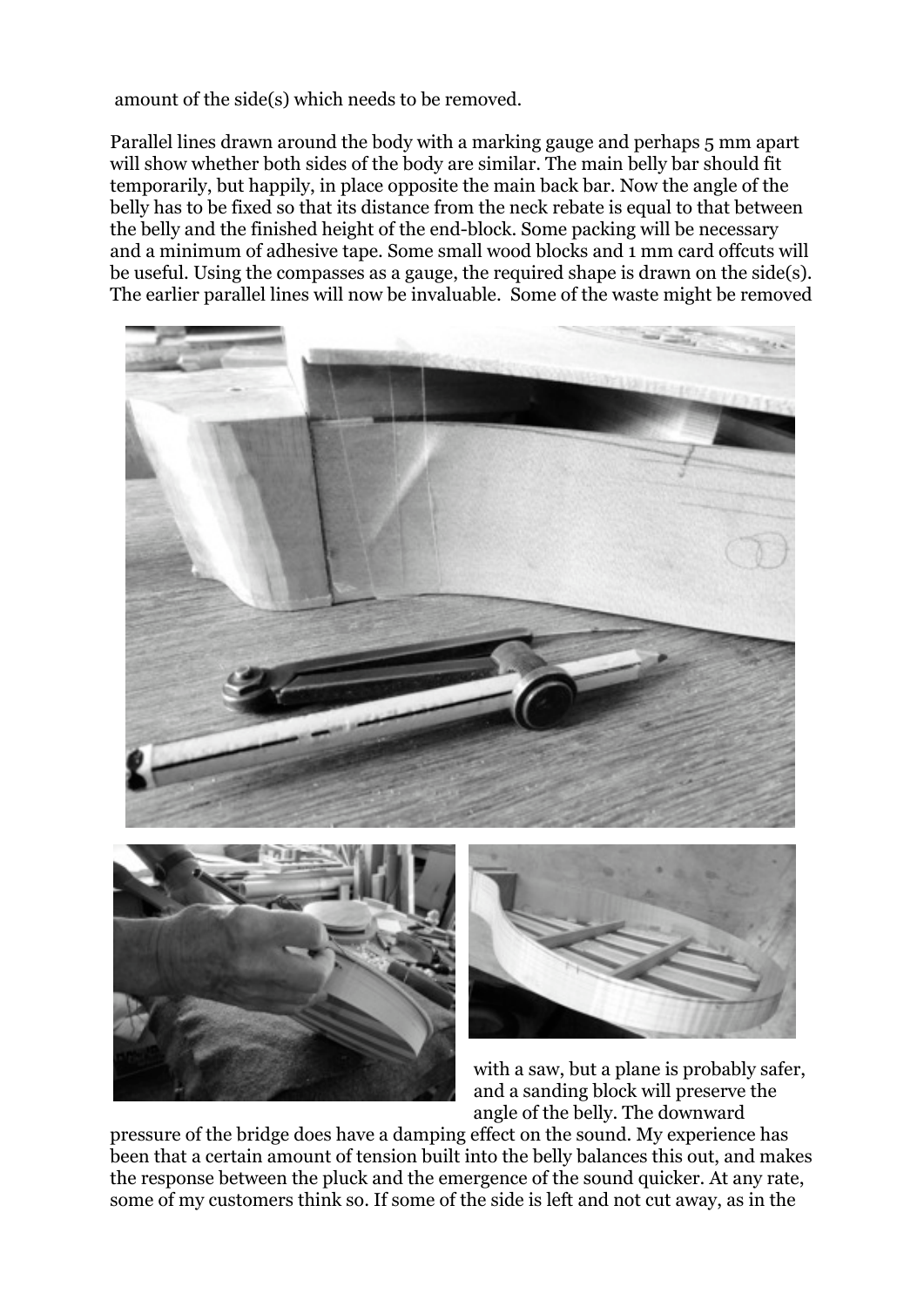amount of the side(s) which needs to be removed.

Parallel lines drawn around the body with a marking gauge and perhaps 5 mm apart will show whether both sides of the body are similar. The main belly bar should fit temporarily, but happily, in place opposite the main back bar. Now the angle of the belly has to be fixed so that its distance from the neck rebate is equal to that between the belly and the finished height of the end-block. Some packing will be necessary and a minimum of adhesive tape. Some small wood blocks and 1 mm card offcuts will be useful. Using the compasses as a gauge, the required shape is drawn on the side(s). The earlier parallel lines will now be invaluable. Some of the waste might be removed with a saw, but a plane is probably safer, and a sanding block will preserve the angle of the belly. The downward pressure of the bridge does have a damping effect on the sound. My experience has been that a certain amount of tension built into the belly balances this out, and makes the response between the pluck and the emergence of the sound quicker. At any rate, some of my customers think so. If some of the side is left and not cut away, as in the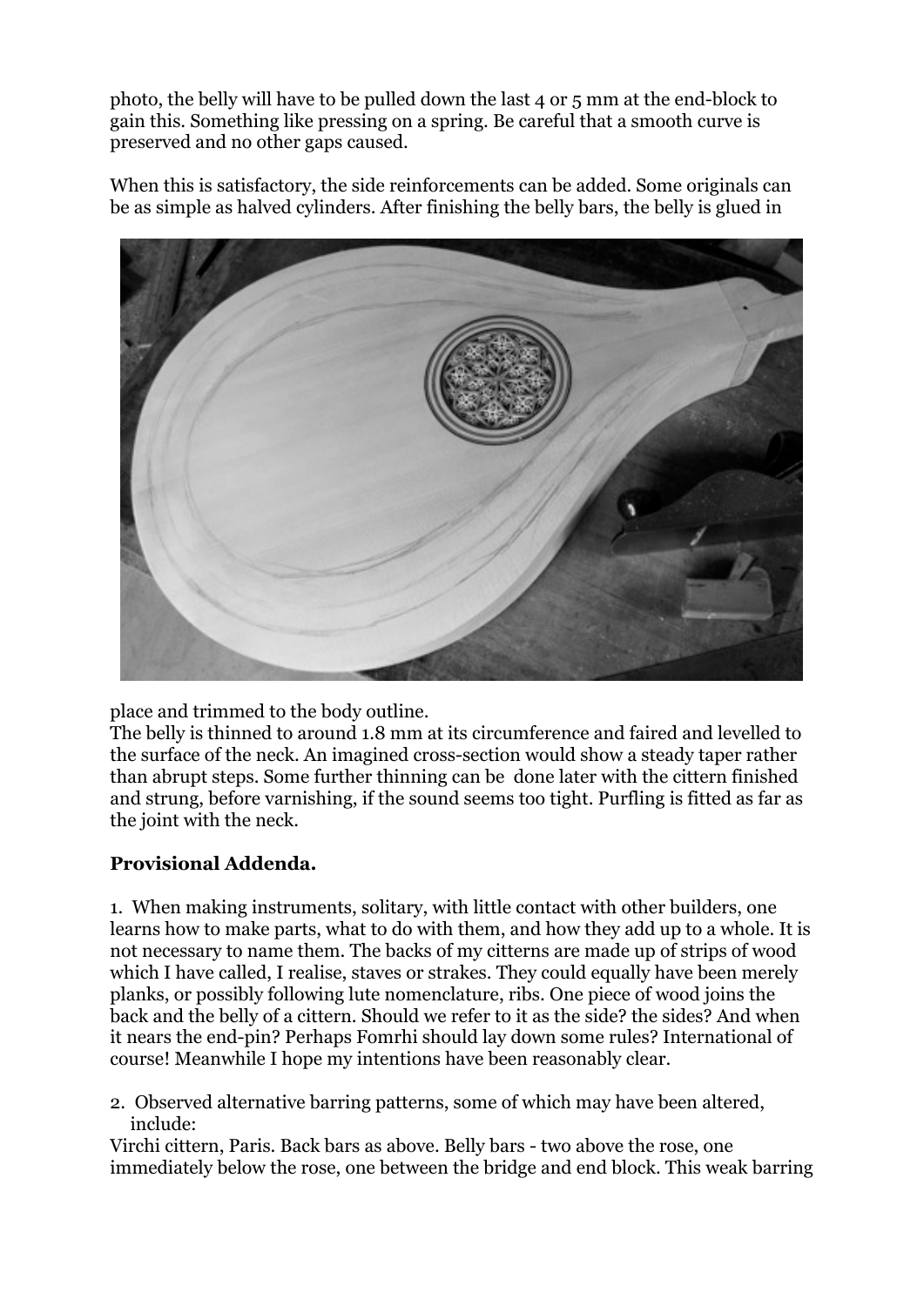photo, the belly will have to be pulled down the last 4 or 5 mm at the end-block to gain this. Something like pressing on a spring. Be careful that a smooth curve is preserved and no other gaps caused.

When this is satisfactory, the side reinforcements can be added. Some originals can be as simple as halved cylinders. After finishing the belly bars, the belly is glued in place and trimmed to the body outline.

The belly is thinned to around 1.8 mm at its circumference and faired and levelled to the surface of the neck. An imagined cross-section would show a steady taper rather than abrupt steps. Some further thinning can be done later with the cittern finished and strung, before varnishing, if the sound seems too tight. Purfling is fitted as far as the joint with the neck.

**Provisional Addenda.**

1. When making instruments, solitary, with little contact with other builders, one learns how to make parts, what to do with them, and how they add up to a whole. It is not necessary to name them. The backs of my citterns are made up of strips of wood which I have called, I realise, staves or strakes. They could equally have been merely planks, or possibly following lute nomenclature, ribs. One piece of wood joins the back and the belly of a cittern. Should we refer to it as the side? the sides? And when it nears the end-pin? Perhaps Fomrhi should lay down some rules? International of course! Meanwhile I hope my intentions have been reasonably clear.

2. Observed alternative barring patterns, some of which may have been altered, include:

Virchi cittern, Paris. Back bars as above. Belly bars - two above the rose, one immediately below the rose, one between the bridge and end block. This weak barring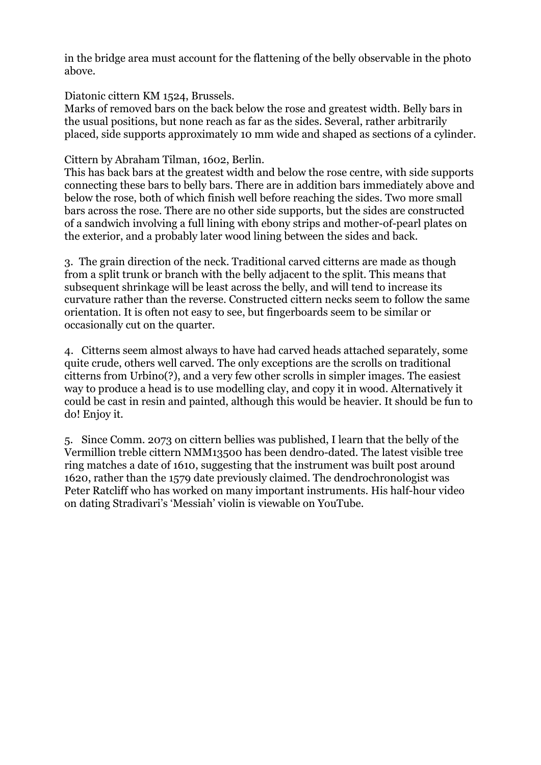in the bridge area must account for the flattening of the belly observable in the photo above.

Diatonic cittern KM 1524, Brussels.
Marks of removed bars on the back below the rose and greatest width. Belly bars in the usual positions, but none reach as far as the sides. Several, rather arbitrarily placed, side supports approximately 10 mm wide and shaped as sections of a cylinder.

Cittern by Abraham Tilman, 1602, Berlin.
This has back bars at the greatest width and below the rose centre, with side supports connecting these bars to belly bars. There are in addition bars immediately above and below the rose, both of which finish well before reaching the sides. Two more small bars across the rose. There are no other side supports, but the sides are constructed of a sandwich involving a full lining with ebony strips and mother-of-pearl plates on the exterior, and a probably later wood lining between the sides and back.

3. The grain direction of the neck. Traditional carved citterns are made as though from a split trunk or branch with the belly adjacent to the split. This means that subsequent shrinkage will be least across the belly, and will tend to increase its curvature rather than the reverse. Constructed cittern necks seem to follow the same orientation. It is often not easy to see, but fingerboards seem to be similar or occasionally cut on the quarter.

4. Citterns seem almost always to have had carved heads attached separately, some quite crude, others well carved. The only exceptions are the scrolls on traditional citterns from Urbino(?), and a very few other scrolls in simpler images. The easiest way to produce a head is to use modelling clay, and copy it in wood. Alternatively it could be cast in resin and painted, although this would be heavier. It should be fun to do! Enjoy it.

5. Since Comm. 2073 on cittern bellies was published, I learn that the belly of the Vermillion treble cittern NMM13500 has been dendro-dated. The latest visible tree ring matches a date of 1610, suggesting that the instrument was built post around 1620, rather than the 1579 date previously claimed. The dendrochronologist was Peter Ratcliff who has worked on many important instruments. His half-hour video on dating Stradivari's 'Messiah' violin is viewable on YouTube.